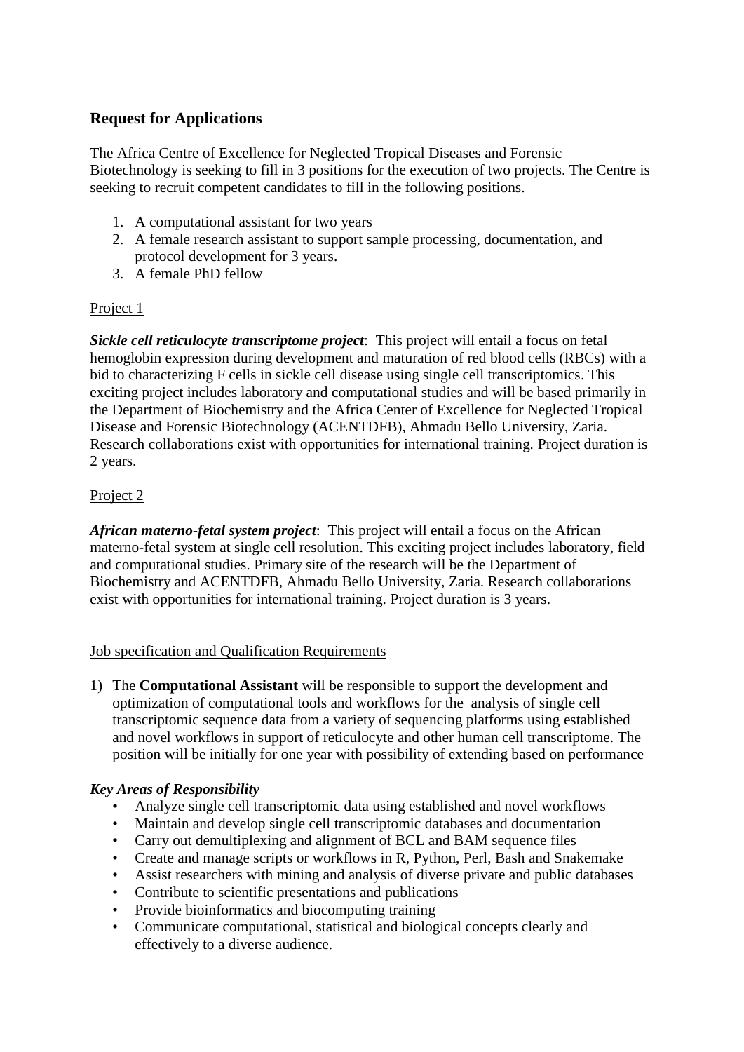## Request for Applications

The Africa Centre of Excellence for Neglected Tropical Diseases and Forensic Biotechnology is seeking to fill in 3 positions for the execution of two projects. The Centre is seeking to recruit competent candidates to fill in the following positions.

1. A computational assistant for two years
2. A female research assistant to support sample processing, documentation, and protocol development for 3 years.
3. A female PhD fellow

Project 1

***Sickle cell reticulocyte transcriptome project***: This project will entail a focus on fetal hemoglobin expression during development and maturation of red blood cells (RBCs) with a bid to characterizing F cells in sickle cell disease using single cell transcriptomics. This exciting project includes laboratory and computational studies and will be based primarily in the Department of Biochemistry and the Africa Center of Excellence for Neglected Tropical Disease and Forensic Biotechnology (ACENTDFB), Ahmadu Bello University, Zaria. Research collaborations exist with opportunities for international training. Project duration is 2 years.

Project 2

***African materno-fetal system project***: This project will entail a focus on the African materno-fetal system at single cell resolution. This exciting project includes laboratory, field and computational studies. Primary site of the research will be the Department of Biochemistry and ACENTDFB, Ahmadu Bello University, Zaria. Research collaborations exist with opportunities for international training. Project duration is 3 years.

Job specification and Qualification Requirements

1) The **Computational Assistant** will be responsible to support the development and optimization of computational tools and workflows for the analysis of single cell transcriptomic sequence data from a variety of sequencing platforms using established and novel workflows in support of reticulocyte and other human cell transcriptome. The position will be initially for one year with possibility of extending based on performance

***Key Areas of Responsibility***

- Analyze single cell transcriptomic data using established and novel workflows
- Maintain and develop single cell transcriptomic databases and documentation
- Carry out demultiplexing and alignment of BCL and BAM sequence files
- Create and manage scripts or workflows in R, Python, Perl, Bash and Snakemake
- Assist researchers with mining and analysis of diverse private and public databases
- Contribute to scientific presentations and publications
- Provide bioinformatics and biocomputing training
- Communicate computational, statistical and biological concepts clearly and effectively to a diverse audience.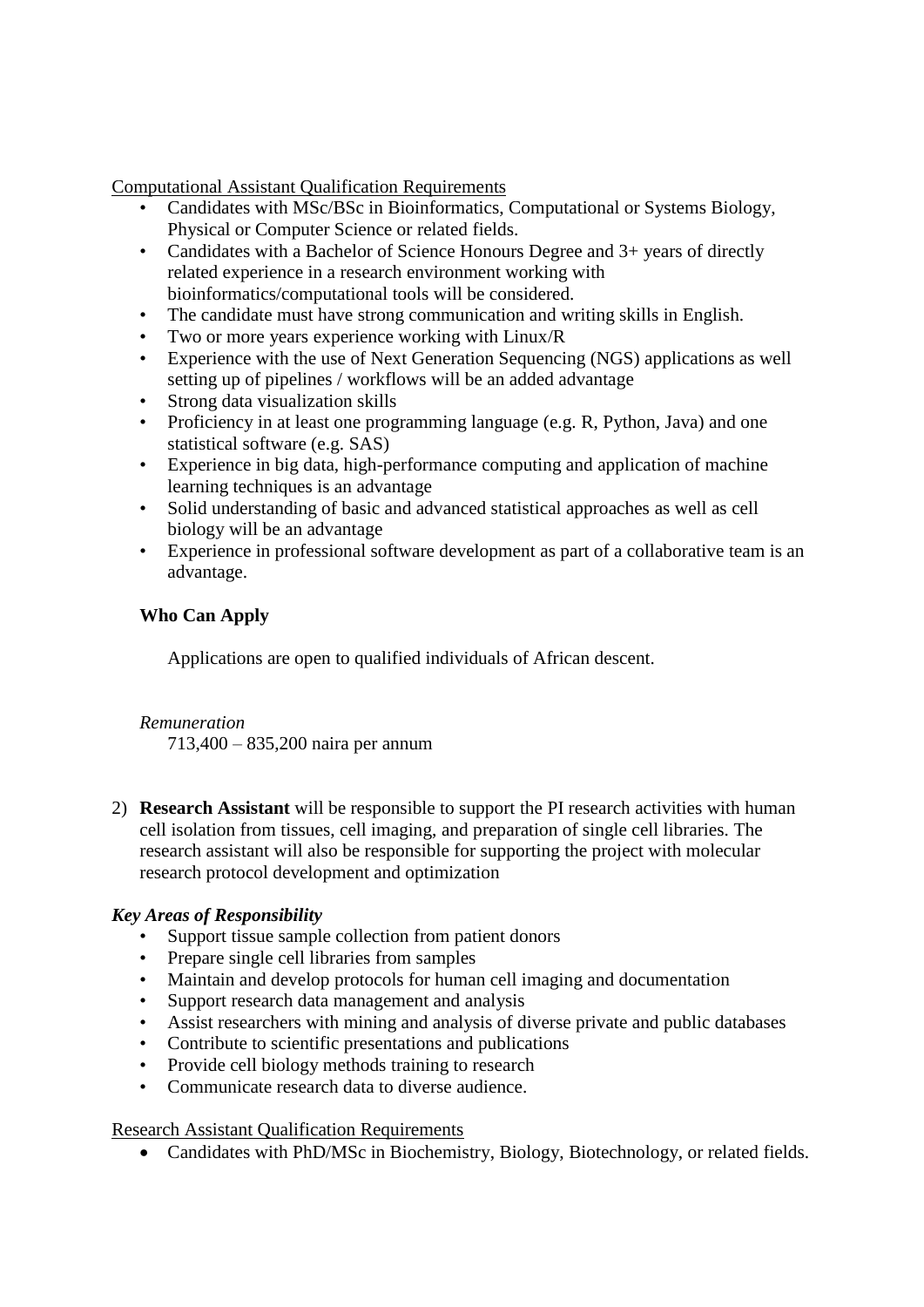Computational Assistant Qualification Requirements

- Candidates with MSc/BSc in Bioinformatics, Computational or Systems Biology, Physical or Computer Science or related fields.
- Candidates with a Bachelor of Science Honours Degree and 3+ years of directly related experience in a research environment working with bioinformatics/computational tools will be considered.
- The candidate must have strong communication and writing skills in English.
- Two or more years experience working with Linux/R
- Experience with the use of Next Generation Sequencing (NGS) applications as well setting up of pipelines / workflows will be an added advantage
- Strong data visualization skills
- Proficiency in at least one programming language (e.g. R, Python, Java) and one statistical software (e.g. SAS)
- Experience in big data, high-performance computing and application of machine learning techniques is an advantage
- Solid understanding of basic and advanced statistical approaches as well as cell biology will be an advantage
- Experience in professional software development as part of a collaborative team is an advantage.

**Who Can Apply**

Applications are open to qualified individuals of African descent.

*Remuneration*

713,400 – 835,200 naira per annum

2) **Research Assistant** will be responsible to support the PI research activities with human cell isolation from tissues, cell imaging, and preparation of single cell libraries. The research assistant will also be responsible for supporting the project with molecular research protocol development and optimization

***Key Areas of Responsibility***

- Support tissue sample collection from patient donors
- Prepare single cell libraries from samples
- Maintain and develop protocols for human cell imaging and documentation
- Support research data management and analysis
- Assist researchers with mining and analysis of diverse private and public databases
- Contribute to scientific presentations and publications
- Provide cell biology methods training to research
- Communicate research data to diverse audience.

Research Assistant Qualification Requirements

- Candidates with PhD/MSc in Biochemistry, Biology, Biotechnology, or related fields.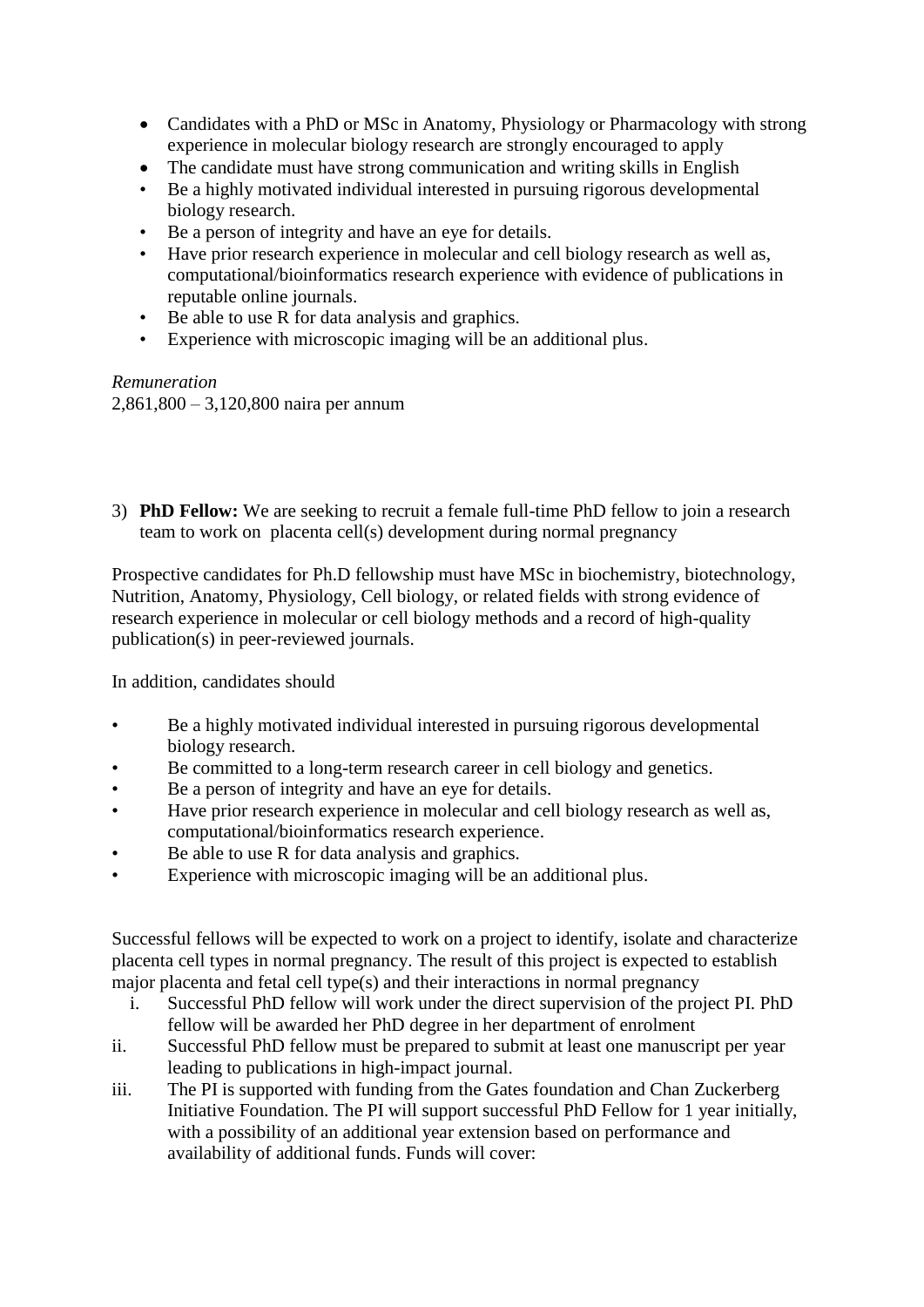- Candidates with a PhD or MSc in Anatomy, Physiology or Pharmacology with strong experience in molecular biology research are strongly encouraged to apply
- The candidate must have strong communication and writing skills in English
- Be a highly motivated individual interested in pursuing rigorous developmental biology research.
- Be a person of integrity and have an eye for details.
- Have prior research experience in molecular and cell biology research as well as, computational/bioinformatics research experience with evidence of publications in reputable online journals.
- Be able to use R for data analysis and graphics.
- Experience with microscopic imaging will be an additional plus.

*Remuneration*
2,861,800 – 3,120,800 naira per annum

3) **PhD Fellow:** We are seeking to recruit a female full-time PhD fellow to join a research team to work on placenta cell(s) development during normal pregnancy

Prospective candidates for Ph.D fellowship must have MSc in biochemistry, biotechnology, Nutrition, Anatomy, Physiology, Cell biology, or related fields with strong evidence of research experience in molecular or cell biology methods and a record of high-quality publication(s) in peer-reviewed journals.

In addition, candidates should

- Be a highly motivated individual interested in pursuing rigorous developmental biology research.
- Be committed to a long-term research career in cell biology and genetics.
- Be a person of integrity and have an eye for details.
- Have prior research experience in molecular and cell biology research as well as, computational/bioinformatics research experience.
- Be able to use R for data analysis and graphics.
- Experience with microscopic imaging will be an additional plus.

Successful fellows will be expected to work on a project to identify, isolate and characterize placenta cell types in normal pregnancy. The result of this project is expected to establish major placenta and fetal cell type(s) and their interactions in normal pregnancy

i. Successful PhD fellow will work under the direct supervision of the project PI. PhD fellow will be awarded her PhD degree in her department of enrolment
ii. Successful PhD fellow must be prepared to submit at least one manuscript per year leading to publications in high-impact journal.
iii. The PI is supported with funding from the Gates foundation and Chan Zuckerberg Initiative Foundation. The PI will support successful PhD Fellow for 1 year initially, with a possibility of an additional year extension based on performance and availability of additional funds. Funds will cover: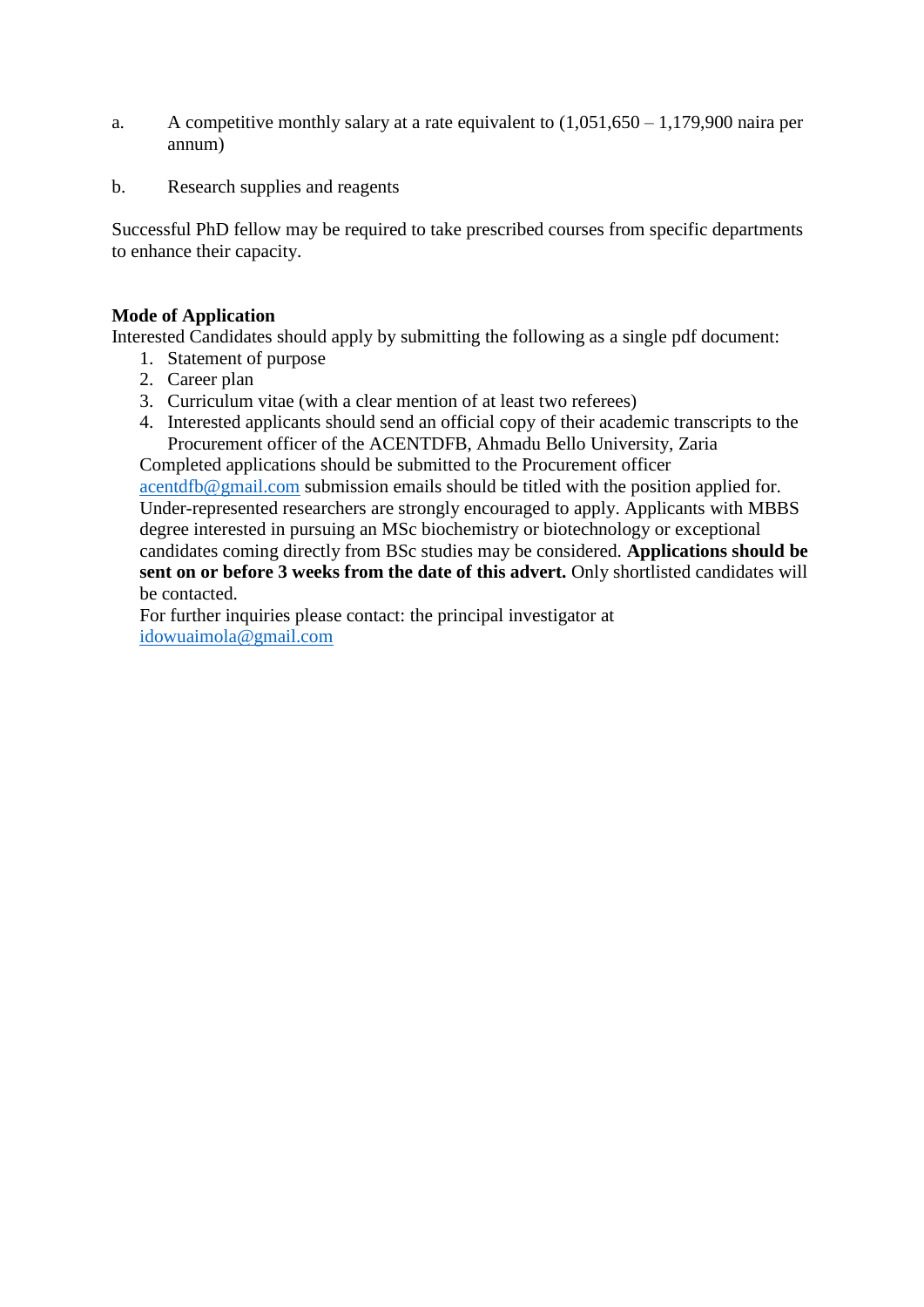a. A competitive monthly salary at a rate equivalent to (1,051,650 – 1,179,900 naira per annum)

b. Research supplies and reagents

Successful PhD fellow may be required to take prescribed courses from specific departments to enhance their capacity.

**Mode of Application**

Interested Candidates should apply by submitting the following as a single pdf document:

1. Statement of purpose
2. Career plan
3. Curriculum vitae (with a clear mention of at least two referees)
4. Interested applicants should send an official copy of their academic transcripts to the Procurement officer of the ACENTDFB, Ahmadu Bello University, Zaria

Completed applications should be submitted to the Procurement officer acentdfb@gmail.com submission emails should be titled with the position applied for. Under-represented researchers are strongly encouraged to apply. Applicants with MBBS degree interested in pursuing an MSc biochemistry or biotechnology or exceptional candidates coming directly from BSc studies may be considered. **Applications should be sent on or before 3 weeks from the date of this advert.** Only shortlisted candidates will be contacted.

For further inquiries please contact: the principal investigator at idowuaimola@gmail.com